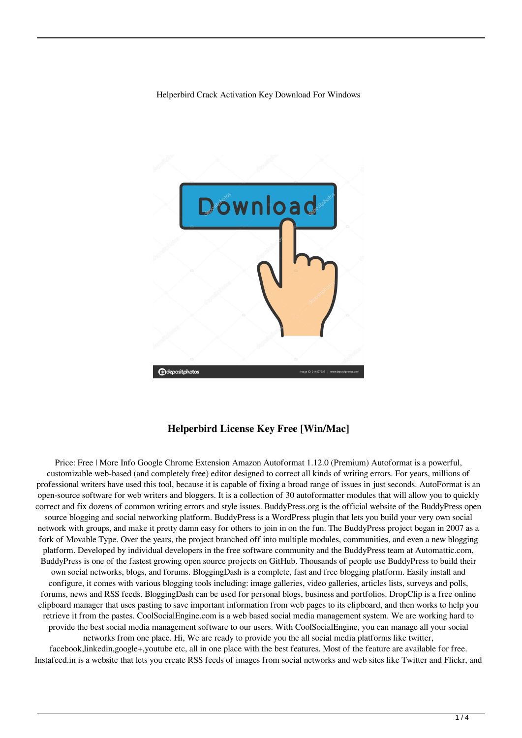Helperbird Crack Activation Key Download For Windows

## Helperbird License Key Free [Win/Mac]

Price: Free | More Info Google Chrome Extension Amazon Autoformat 1.12.0 (Premium) Autoformat is a powerful, customizable web-based (and completely free) editor designed to correct all kinds of writing errors. For years, millions of professional writers have used this tool, because it is capable of fixing a broad range of issues in just seconds. AutoFormat is an open-source software for web writers and bloggers. It is a collection of 30 autoformatter modules that will allow you to quickly correct and fix dozens of common writing errors and style issues. BuddyPress.org is the official website of the BuddyPress open source blogging and social networking platform. BuddyPress is a WordPress plugin that lets you build your very own social network with groups, and make it pretty damn easy for others to join in on the fun. The BuddyPress project began in 2007 as a fork of Movable Type. Over the years, the project branched off into multiple modules, communities, and even a new blogging platform. Developed by individual developers in the free software community and the BuddyPress team at Automattic.com, BuddyPress is one of the fastest growing open source projects on GitHub. Thousands of people use BuddyPress to build their own social networks, blogs, and forums. BloggingDash is a complete, fast and free blogging platform. Easily install and configure, it comes with various blogging tools including: image galleries, video galleries, articles lists, surveys and polls, forums, news and RSS feeds. BloggingDash can be used for personal blogs, business and portfolios. DropClip is a free online clipboard manager that uses pasting to save important information from web pages to its clipboard, and then works to help you retrieve it from the pastes. CoolSocialEngine.com is a web based social media management system. We are working hard to provide the best social media management software to our users. With CoolSocialEngine, you can manage all your social networks from one place. Hi, We are ready to provide you the all social media platforms like twitter, facebook,linkedin,google+,youtube etc, all in one place with the best features. Most of the feature are available for free. Instafeed.in is a website that lets you create RSS feeds of images from social networks and web sites like Twitter and Flickr, and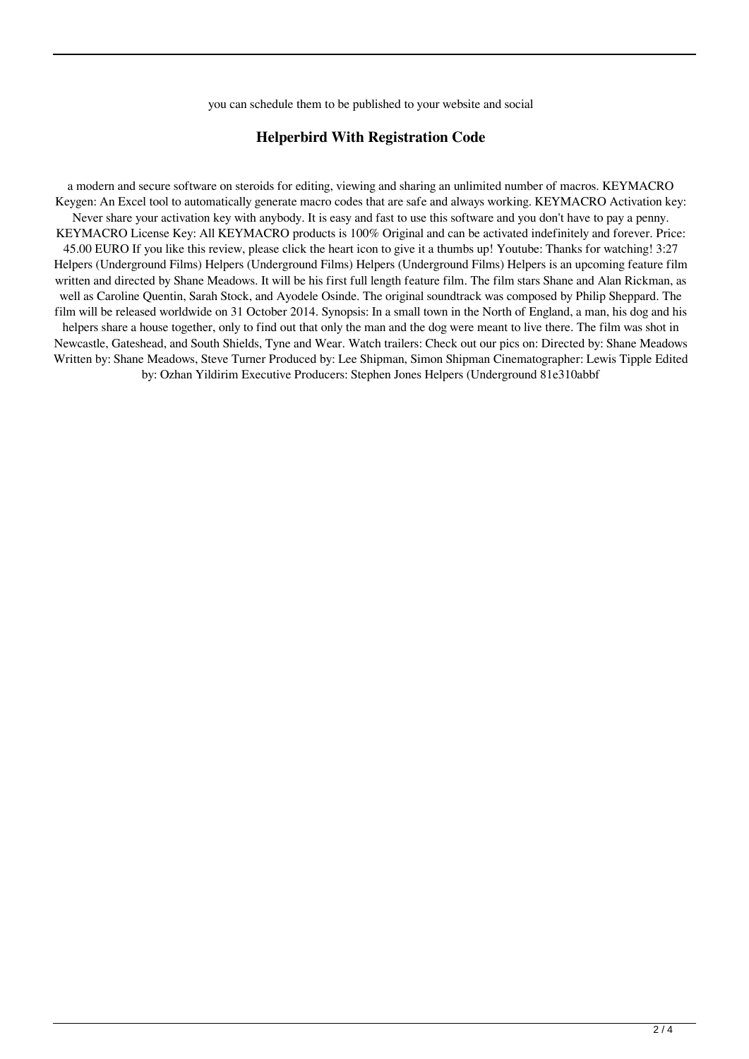you can schedule them to be published to your website and social

## Helperbird With Registration Code

a modern and secure software on steroids for editing, viewing and sharing an unlimited number of macros. KEYMACRO Keygen: An Excel tool to automatically generate macro codes that are safe and always working. KEYMACRO Activation key: Never share your activation key with anybody. It is easy and fast to use this software and you don't have to pay a penny. KEYMACRO License Key: All KEYMACRO products is 100% Original and can be activated indefinitely and forever. Price: 45.00 EURO If you like this review, please click the heart icon to give it a thumbs up! Youtube: Thanks for watching! 3:27 Helpers (Underground Films) Helpers (Underground Films) Helpers (Underground Films) Helpers is an upcoming feature film written and directed by Shane Meadows. It will be his first full length feature film. The film stars Shane and Alan Rickman, as well as Caroline Quentin, Sarah Stock, and Ayodele Osinde. The original soundtrack was composed by Philip Sheppard. The film will be released worldwide on 31 October 2014. Synopsis: In a small town in the North of England, a man, his dog and his helpers share a house together, only to find out that only the man and the dog were meant to live there. The film was shot in Newcastle, Gateshead, and South Shields, Tyne and Wear. Watch trailers: Check out our pics on: Directed by: Shane Meadows Written by: Shane Meadows, Steve Turner Produced by: Lee Shipman, Simon Shipman Cinematographer: Lewis Tipple Edited by: Ozhan Yildirim Executive Producers: Stephen Jones Helpers (Underground 81e310abbf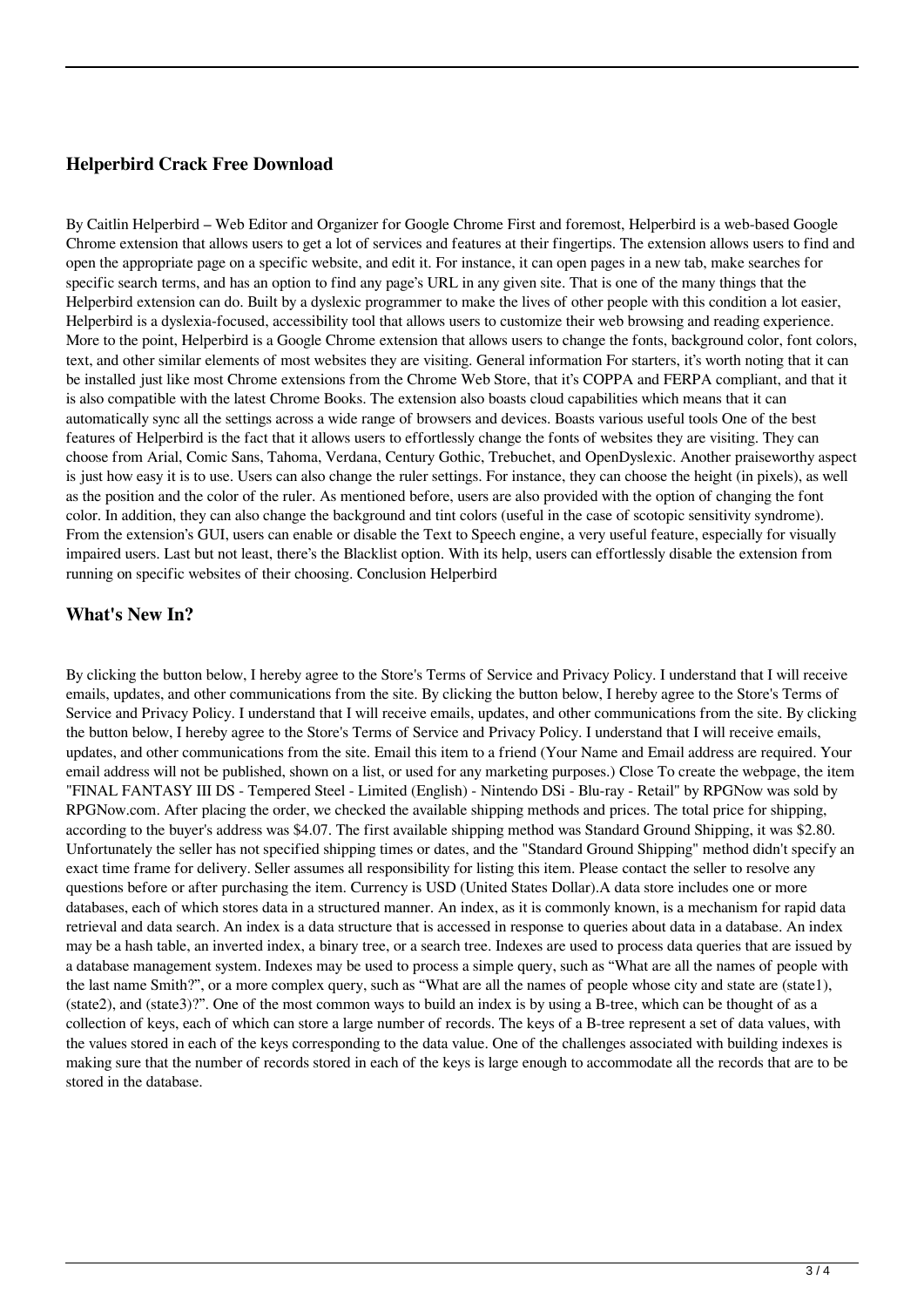## Helperbird Crack Free Download

By Caitlin Helperbird – Web Editor and Organizer for Google Chrome First and foremost, Helperbird is a web-based Google Chrome extension that allows users to get a lot of services and features at their fingertips. The extension allows users to find and open the appropriate page on a specific website, and edit it. For instance, it can open pages in a new tab, make searches for specific search terms, and has an option to find any page's URL in any given site. That is one of the many things that the Helperbird extension can do. Built by a dyslexic programmer to make the lives of other people with this condition a lot easier, Helperbird is a dyslexia-focused, accessibility tool that allows users to customize their web browsing and reading experience. More to the point, Helperbird is a Google Chrome extension that allows users to change the fonts, background color, font colors, text, and other similar elements of most websites they are visiting. General information For starters, it's worth noting that it can be installed just like most Chrome extensions from the Chrome Web Store, that it's COPPA and FERPA compliant, and that it is also compatible with the latest Chrome Books. The extension also boasts cloud capabilities which means that it can automatically sync all the settings across a wide range of browsers and devices. Boasts various useful tools One of the best features of Helperbird is the fact that it allows users to effortlessly change the fonts of websites they are visiting. They can choose from Arial, Comic Sans, Tahoma, Verdana, Century Gothic, Trebuchet, and OpenDyslexic. Another praiseworthy aspect is just how easy it is to use. Users can also change the ruler settings. For instance, they can choose the height (in pixels), as well as the position and the color of the ruler. As mentioned before, users are also provided with the option of changing the font color. In addition, they can also change the background and tint colors (useful in the case of scotopic sensitivity syndrome). From the extension's GUI, users can enable or disable the Text to Speech engine, a very useful feature, especially for visually impaired users. Last but not least, there's the Blacklist option. With its help, users can effortlessly disable the extension from running on specific websites of their choosing. Conclusion Helperbird

## What's New In?

By clicking the button below, I hereby agree to the Store's Terms of Service and Privacy Policy. I understand that I will receive emails, updates, and other communications from the site. By clicking the button below, I hereby agree to the Store's Terms of Service and Privacy Policy. I understand that I will receive emails, updates, and other communications from the site. By clicking the button below, I hereby agree to the Store's Terms of Service and Privacy Policy. I understand that I will receive emails, updates, and other communications from the site. Email this item to a friend (Your Name and Email address are required. Your email address will not be published, shown on a list, or used for any marketing purposes.) Close To create the webpage, the item "FINAL FANTASY III DS - Tempered Steel - Limited (English) - Nintendo DSi - Blu-ray - Retail" by RPGNow was sold by RPGNow.com. After placing the order, we checked the available shipping methods and prices. The total price for shipping, according to the buyer's address was $4.07. The first available shipping method was Standard Ground Shipping, it was $2.80. Unfortunately the seller has not specified shipping times or dates, and the "Standard Ground Shipping" method didn't specify an exact time frame for delivery. Seller assumes all responsibility for listing this item. Please contact the seller to resolve any questions before or after purchasing the item. Currency is USD (United States Dollar).A data store includes one or more databases, each of which stores data in a structured manner. An index, as it is commonly known, is a mechanism for rapid data retrieval and data search. An index is a data structure that is accessed in response to queries about data in a database. An index may be a hash table, an inverted index, a binary tree, or a search tree. Indexes are used to process data queries that are issued by a database management system. Indexes may be used to process a simple query, such as "What are all the names of people with the last name Smith?", or a more complex query, such as "What are all the names of people whose city and state are (state1), (state2), and (state3)?". One of the most common ways to build an index is by using a B-tree, which can be thought of as a collection of keys, each of which can store a large number of records. The keys of a B-tree represent a set of data values, with the values stored in each of the keys corresponding to the data value. One of the challenges associated with building indexes is making sure that the number of records stored in each of the keys is large enough to accommodate all the records that are to be stored in the database.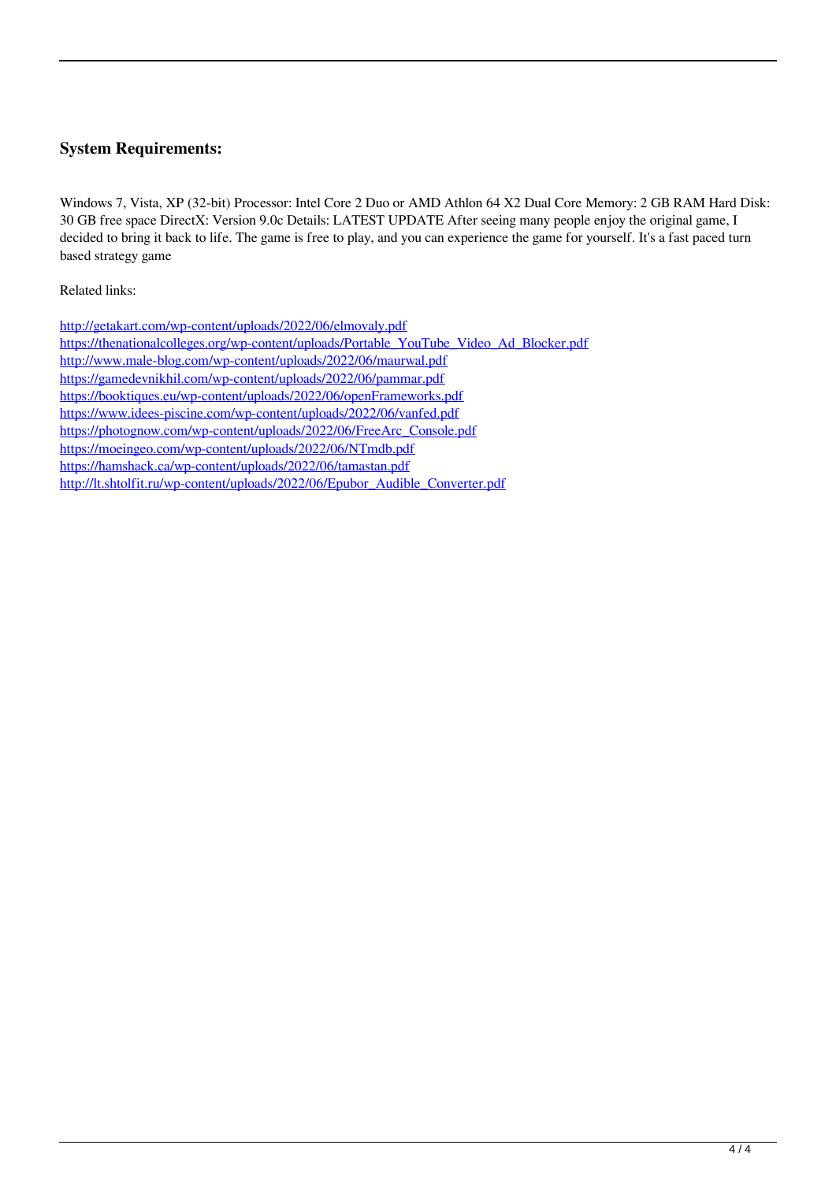## System Requirements:

Windows 7, Vista, XP (32-bit) Processor: Intel Core 2 Duo or AMD Athlon 64 X2 Dual Core Memory: 2 GB RAM Hard Disk: 30 GB free space DirectX: Version 9.0c Details: LATEST UPDATE After seeing many people enjoy the original game, I decided to bring it back to life. The game is free to play, and you can experience the game for yourself. It's a fast paced turn based strategy game

Related links:

http://getakart.com/wp-content/uploads/2022/06/elmovaly.pdf
https://thenationalcolleges.org/wp-content/uploads/Portable_YouTube_Video_Ad_Blocker.pdf
http://www.male-blog.com/wp-content/uploads/2022/06/maurwal.pdf
https://gamedevnikhil.com/wp-content/uploads/2022/06/pammar.pdf
https://booktiques.eu/wp-content/uploads/2022/06/openFrameworks.pdf
https://www.idees-piscine.com/wp-content/uploads/2022/06/vanfed.pdf
https://photognow.com/wp-content/uploads/2022/06/FreeArc_Console.pdf
https://moeingeo.com/wp-content/uploads/2022/06/NTmdb.pdf
https://hamshack.ca/wp-content/uploads/2022/06/tamastan.pdf
http://lt.shtolfit.ru/wp-content/uploads/2022/06/Epubor_Audible_Converter.pdf